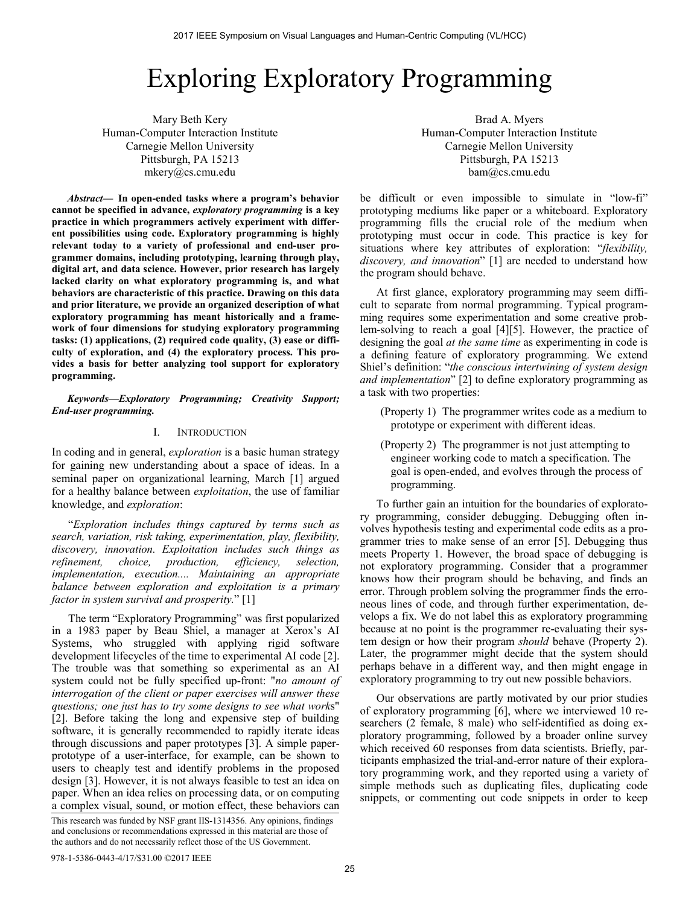# Exploring Exploratory Programming

Mary Beth Kery
Human-Computer Interaction Institute
Carnegie Mellon University
Pittsburgh, PA 15213
mkery@cs.cmu.edu

Brad A. Myers
Human-Computer Interaction Institute
Carnegie Mellon University
Pittsburgh, PA 15213
bam@cs.cmu.edu

***Abstract*— In open-ended tasks where a program's behavior cannot be specified in advance, *exploratory programming* is a key practice in which programmers actively experiment with different possibilities using code. Exploratory programming is highly relevant today to a variety of professional and end-user programmer domains, including prototyping, learning through play, digital art, and data science. However, prior research has largely lacked clarity on what exploratory programming is, and what behaviors are characteristic of this practice. Drawing on this data and prior literature, we provide an organized description of what exploratory programming has meant historically and a framework of four dimensions for studying exploratory programming tasks: (1) applications, (2) required code quality, (3) ease or difficulty of exploration, and (4) the exploratory process. This provides a basis for better analyzing tool support for exploratory programming.**

***Keywords—Exploratory Programming; Creativity Support; End-user programming.***

## I. Introduction

In coding and in general, *exploration* is a basic human strategy for gaining new understanding about a space of ideas. In a seminal paper on organizational learning, March [1] argued for a healthy balance between *exploitation*, the use of familiar knowledge, and *exploration*:

"*Exploration includes things captured by terms such as search, variation, risk taking, experimentation, play, flexibility, discovery, innovation. Exploitation includes such things as refinement, choice, production, efficiency, selection, implementation, execution.... Maintaining an appropriate balance between exploration and exploitation is a primary factor in system survival and prosperity.*" [1]

The term "Exploratory Programming" was first popularized in a 1983 paper by Beau Shiel, a manager at Xerox's AI Systems, who struggled with applying rigid software development lifecycles of the time to experimental AI code [2]. The trouble was that something so experimental as an AI system could not be fully specified up-front: "*no amount of interrogation of the client or paper exercises will answer these questions; one just has to try some designs to see what works*" [2]. Before taking the long and expensive step of building software, it is generally recommended to rapidly iterate ideas through discussions and paper prototypes [3]. A simple paper-prototype of a user-interface, for example, can be shown to users to cheaply test and identify problems in the proposed design [3]. However, it is not always feasible to test an idea on paper. When an idea relies on processing data, or on computing a complex visual, sound, or motion effect, these behaviors can be difficult or even impossible to simulate in "low-fi" prototyping mediums like paper or a whiteboard. Exploratory programming fills the crucial role of the medium when prototyping must occur in code. This practice is key for situations where key attributes of exploration: "*flexibility, discovery, and innovation*" [1] are needed to understand how the program should behave.

At first glance, exploratory programming may seem difficult to separate from normal programming. Typical programming requires some experimentation and some creative problem-solving to reach a goal [4][5]. However, the practice of designing the goal *at the same time* as experimenting in code is a defining feature of exploratory programming. We extend Shiel's definition: "*the conscious intertwining of system design and implementation*" [2] to define exploratory programming as a task with two properties:

(Property 1) The programmer writes code as a medium to prototype or experiment with different ideas.

(Property 2) The programmer is not just attempting to engineer working code to match a specification. The goal is open-ended, and evolves through the process of programming.

To further gain an intuition for the boundaries of exploratory programming, consider debugging. Debugging often involves hypothesis testing and experimental code edits as a programmer tries to make sense of an error [5]. Debugging thus meets Property 1. However, the broad space of debugging is not exploratory programming. Consider that a programmer knows how their program should be behaving, and finds an error. Through problem solving the programmer finds the erroneous lines of code, and through further experimentation, develops a fix. We do not label this as exploratory programming because at no point is the programmer re-evaluating their system design or how their program *should* behave (Property 2). Later, the programmer might decide that the system should perhaps behave in a different way, and then might engage in exploratory programming to try out new possible behaviors.

Our observations are partly motivated by our prior studies of exploratory programming [6], where we interviewed 10 researchers (2 female, 8 male) who self-identified as doing exploratory programming, followed by a broader online survey which received 60 responses from data scientists. Briefly, participants emphasized the trial-and-error nature of their exploratory programming work, and they reported using a variety of simple methods such as duplicating files, duplicating code snippets, or commenting out code snippets in order to keep

This research was funded by NSF grant IIS-1314356. Any opinions, findings and conclusions or recommendations expressed in this material are those of the authors and do not necessarily reflect those of the US Government.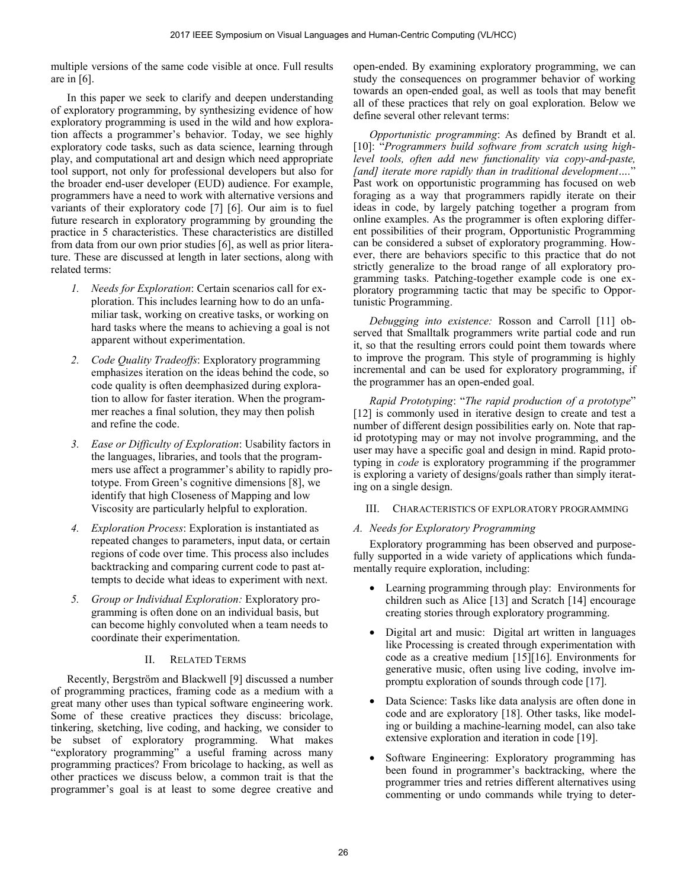multiple versions of the same code visible at once. Full results are in [6].

In this paper we seek to clarify and deepen understanding of exploratory programming, by synthesizing evidence of how exploratory programming is used in the wild and how exploration affects a programmer's behavior. Today, we see highly exploratory code tasks, such as data science, learning through play, and computational art and design which need appropriate tool support, not only for professional developers but also for the broader end-user developer (EUD) audience. For example, programmers have a need to work with alternative versions and variants of their exploratory code [7] [6]. Our aim is to fuel future research in exploratory programming by grounding the practice in 5 characteristics. These characteristics are distilled from data from our own prior studies [6], as well as prior literature. These are discussed at length in later sections, along with related terms:

1. *Needs for Exploration*: Certain scenarios call for exploration. This includes learning how to do an unfamiliar task, working on creative tasks, or working on hard tasks where the means to achieving a goal is not apparent without experimentation.
2. *Code Quality Tradeoffs*: Exploratory programming emphasizes iteration on the ideas behind the code, so code quality is often deemphasized during exploration to allow for faster iteration. When the programmer reaches a final solution, they may then polish and refine the code.
3. *Ease or Difficulty of Exploration*: Usability factors in the languages, libraries, and tools that the programmers use affect a programmer's ability to rapidly prototype. From Green's cognitive dimensions [8], we identify that high Closeness of Mapping and low Viscosity are particularly helpful to exploration.
4. *Exploration Process*: Exploration is instantiated as repeated changes to parameters, input data, or certain regions of code over time. This process also includes backtracking and comparing current code to past attempts to decide what ideas to experiment with next.
5. *Group or Individual Exploration:* Exploratory programming is often done on an individual basis, but can become highly convoluted when a team needs to coordinate their experimentation.

## II. Related Terms

Recently, Bergström and Blackwell [9] discussed a number of programming practices, framing code as a medium with a great many other uses than typical software engineering work. Some of these creative practices they discuss: bricolage, tinkering, sketching, live coding, and hacking, we consider to be subset of exploratory programming. What makes "exploratory programming" a useful framing across many programming practices? From bricolage to hacking, as well as other practices we discuss below, a common trait is that the programmer's goal is at least to some degree creative and open-ended. By examining exploratory programming, we can study the consequences on programmer behavior of working towards an open-ended goal, as well as tools that may benefit all of these practices that rely on goal exploration. Below we define several other relevant terms:

*Opportunistic programming*: As defined by Brandt et al. [10]: "*Programmers build software from scratch using high-level tools, often add new functionality via copy-and-paste, [and] iterate more rapidly than in traditional development….*" Past work on opportunistic programming has focused on web foraging as a way that programmers rapidly iterate on their ideas in code, by largely patching together a program from online examples. As the programmer is often exploring different possibilities of their program, Opportunistic Programming can be considered a subset of exploratory programming. However, there are behaviors specific to this practice that do not strictly generalize to the broad range of all exploratory programming tasks. Patching-together example code is one exploratory programming tactic that may be specific to Opportunistic Programming.

*Debugging into existence:* Rosson and Carroll [11] observed that Smalltalk programmers write partial code and run it, so that the resulting errors could point them towards where to improve the program. This style of programming is highly incremental and can be used for exploratory programming, if the programmer has an open-ended goal.

*Rapid Prototyping*: "*The rapid production of a prototype*" [12] is commonly used in iterative design to create and test a number of different design possibilities early on. Note that rapid prototyping may or may not involve programming, and the user may have a specific goal and design in mind. Rapid prototyping in *code* is exploratory programming if the programmer is exploring a variety of designs/goals rather than simply iterating on a single design.

## III. Characteristics of Exploratory Programming

### A. Needs for Exploratory Programming

Exploratory programming has been observed and purposefully supported in a wide variety of applications which fundamentally require exploration, including:

- Learning programming through play: Environments for children such as Alice [13] and Scratch [14] encourage creating stories through exploratory programming.
- Digital art and music: Digital art written in languages like Processing is created through experimentation with code as a creative medium [15][16]. Environments for generative music, often using live coding, involve impromptu exploration of sounds through code [17].
- Data Science: Tasks like data analysis are often done in code and are exploratory [18]. Other tasks, like modeling or building a machine-learning model, can also take extensive exploration and iteration in code [19].
- Software Engineering: Exploratory programming has been found in programmer's backtracking, where the programmer tries and retries different alternatives using commenting or undo commands while trying to deter-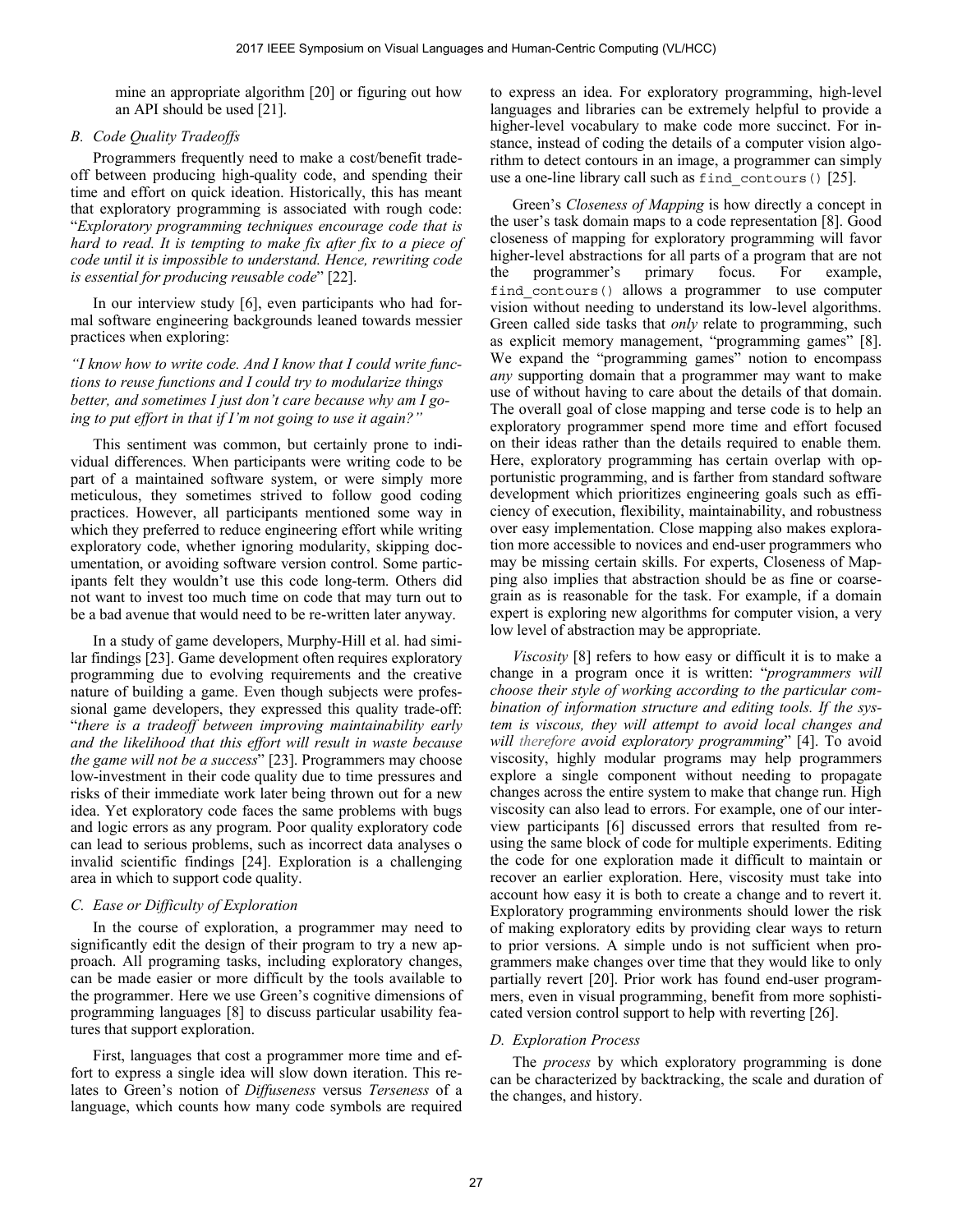mine an appropriate algorithm [20] or figuring out how an API should be used [21].

### B. Code Quality Tradeoffs

Programmers frequently need to make a cost/benefit tradeoff between producing high-quality code, and spending their time and effort on quick ideation. Historically, this has meant that exploratory programming is associated with rough code: "*Exploratory programming techniques encourage code that is hard to read. It is tempting to make fix after fix to a piece of code until it is impossible to understand. Hence, rewriting code is essential for producing reusable code*" [22].

In our interview study [6], even participants who had formal software engineering backgrounds leaned towards messier practices when exploring:

*"I know how to write code. And I know that I could write functions to reuse functions and I could try to modularize things better, and sometimes I just don't care because why am I going to put effort in that if I'm not going to use it again?"*

This sentiment was common, but certainly prone to individual differences. When participants were writing code to be part of a maintained software system, or were simply more meticulous, they sometimes strived to follow good coding practices. However, all participants mentioned some way in which they preferred to reduce engineering effort while writing exploratory code, whether ignoring modularity, skipping documentation, or avoiding software version control. Some participants felt they wouldn't use this code long-term. Others did not want to invest too much time on code that may turn out to be a bad avenue that would need to be re-written later anyway.

In a study of game developers, Murphy-Hill et al. had similar findings [23]. Game development often requires exploratory programming due to evolving requirements and the creative nature of building a game. Even though subjects were professional game developers, they expressed this quality trade-off: "*there is a tradeoff between improving maintainability early and the likelihood that this effort will result in waste because the game will not be a success*" [23]. Programmers may choose low-investment in their code quality due to time pressures and risks of their immediate work later being thrown out for a new idea. Yet exploratory code faces the same problems with bugs and logic errors as any program. Poor quality exploratory code can lead to serious problems, such as incorrect data analyses o invalid scientific findings [24]. Exploration is a challenging area in which to support code quality.

### C. Ease or Difficulty of Exploration

In the course of exploration, a programmer may need to significantly edit the design of their program to try a new approach. All programing tasks, including exploratory changes, can be made easier or more difficult by the tools available to the programmer. Here we use Green's cognitive dimensions of programming languages [8] to discuss particular usability features that support exploration.

First, languages that cost a programmer more time and effort to express a single idea will slow down iteration. This relates to Green's notion of *Diffuseness* versus *Terseness* of a language, which counts how many code symbols are required to express an idea. For exploratory programming, high-level languages and libraries can be extremely helpful to provide a higher-level vocabulary to make code more succinct. For instance, instead of coding the details of a computer vision algorithm to detect contours in an image, a programmer can simply use a one-line library call such as `find_contours()` [25].

Green's *Closeness of Mapping* is how directly a concept in the user's task domain maps to a code representation [8]. Good closeness of mapping for exploratory programming will favor higher-level abstractions for all parts of a program that are not the programmer's primary focus. For example, `find_contours()` allows a programmer to use computer vision without needing to understand its low-level algorithms. Green called side tasks that *only* relate to programming, such as explicit memory management, "programming games" [8]. We expand the "programming games" notion to encompass *any* supporting domain that a programmer may want to make use of without having to care about the details of that domain. The overall goal of close mapping and terse code is to help an exploratory programmer spend more time and effort focused on their ideas rather than the details required to enable them. Here, exploratory programming has certain overlap with opportunistic programming, and is farther from standard software development which prioritizes engineering goals such as efficiency of execution, flexibility, maintainability, and robustness over easy implementation. Close mapping also makes exploration more accessible to novices and end-user programmers who may be missing certain skills. For experts, Closeness of Mapping also implies that abstraction should be as fine or coarse-grain as is reasonable for the task. For example, if a domain expert is exploring new algorithms for computer vision, a very low level of abstraction may be appropriate.

*Viscosity* [8] refers to how easy or difficult it is to make a change in a program once it is written: "*programmers will choose their style of working according to the particular combination of information structure and editing tools. If the system is viscous, they will attempt to avoid local changes and will therefore avoid exploratory programming*" [4]. To avoid viscosity, highly modular programs may help programmers explore a single component without needing to propagate changes across the entire system to make that change run. High viscosity can also lead to errors. For example, one of our interview participants [6] discussed errors that resulted from reusing the same block of code for multiple experiments. Editing the code for one exploration made it difficult to maintain or recover an earlier exploration. Here, viscosity must take into account how easy it is both to create a change and to revert it. Exploratory programming environments should lower the risk of making exploratory edits by providing clear ways to return to prior versions. A simple undo is not sufficient when programmers make changes over time that they would like to only partially revert [20]. Prior work has found end-user programmers, even in visual programming, benefit from more sophisticated version control support to help with reverting [26].

### D. Exploration Process

The *process* by which exploratory programming is done can be characterized by backtracking, the scale and duration of the changes, and history.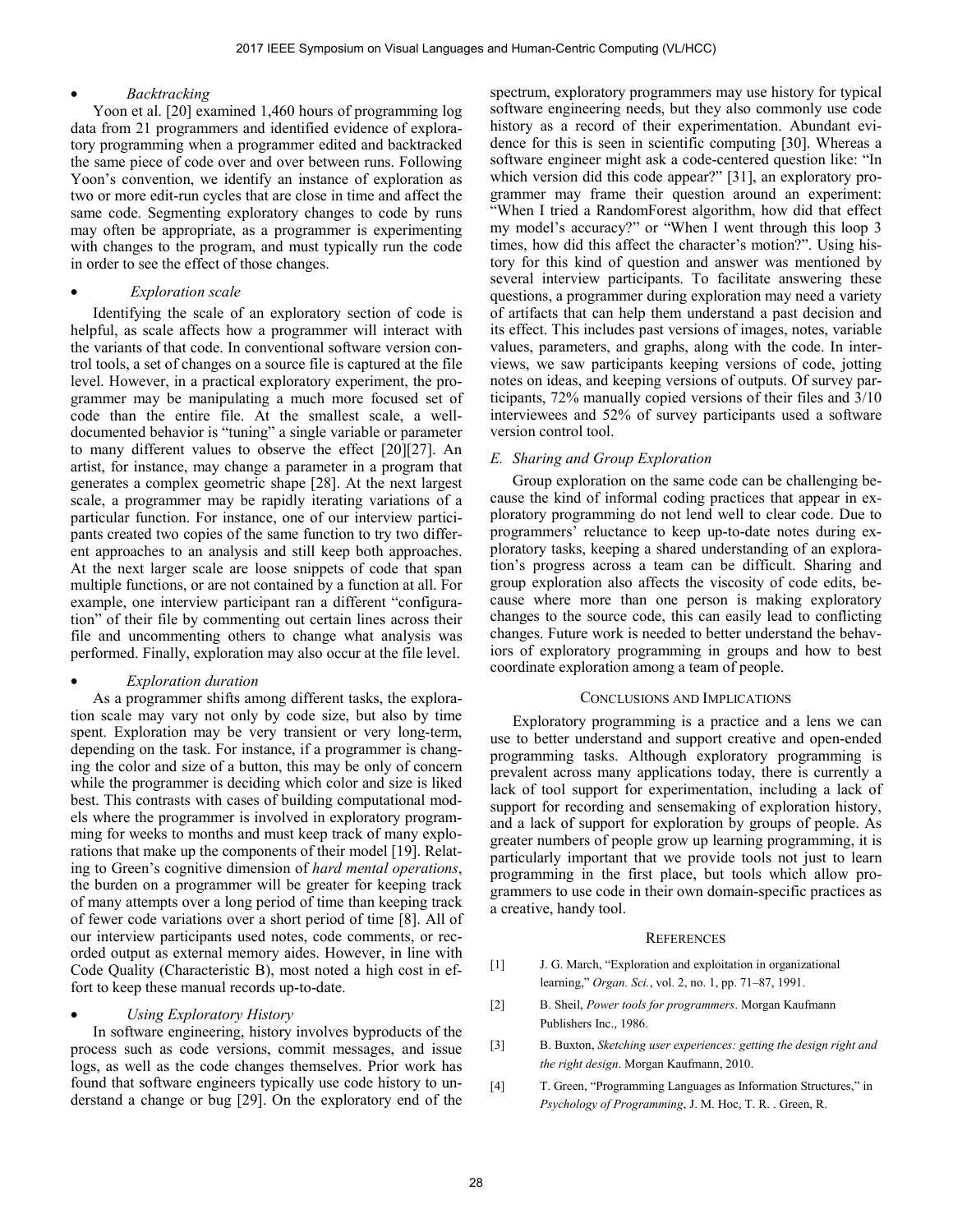- *Backtracking*

Yoon et al. [20] examined 1,460 hours of programming log data from 21 programmers and identified evidence of exploratory programming when a programmer edited and backtracked the same piece of code over and over between runs. Following Yoon's convention, we identify an instance of exploration as two or more edit-run cycles that are close in time and affect the same code. Segmenting exploratory changes to code by runs may often be appropriate, as a programmer is experimenting with changes to the program, and must typically run the code in order to see the effect of those changes.

- *Exploration scale*

Identifying the scale of an exploratory section of code is helpful, as scale affects how a programmer will interact with the variants of that code. In conventional software version control tools, a set of changes on a source file is captured at the file level. However, in a practical exploratory experiment, the programmer may be manipulating a much more focused set of code than the entire file. At the smallest scale, a well-documented behavior is "tuning" a single variable or parameter to many different values to observe the effect [20][27]. An artist, for instance, may change a parameter in a program that generates a complex geometric shape [28]. At the next largest scale, a programmer may be rapidly iterating variations of a particular function. For instance, one of our interview participants created two copies of the same function to try two different approaches to an analysis and still keep both approaches. At the next larger scale are loose snippets of code that span multiple functions, or are not contained by a function at all. For example, one interview participant ran a different "configuration" of their file by commenting out certain lines across their file and uncommenting others to change what analysis was performed. Finally, exploration may also occur at the file level.

- *Exploration duration*

As a programmer shifts among different tasks, the exploration scale may vary not only by code size, but also by time spent. Exploration may be very transient or very long-term, depending on the task. For instance, if a programmer is changing the color and size of a button, this may be only of concern while the programmer is deciding which color and size is liked best. This contrasts with cases of building computational models where the programmer is involved in exploratory programming for weeks to months and must keep track of many explorations that make up the components of their model [19]. Relating to Green's cognitive dimension of *hard mental operations*, the burden on a programmer will be greater for keeping track of many attempts over a long period of time than keeping track of fewer code variations over a short period of time [8]. All of our interview participants used notes, code comments, or recorded output as external memory aides. However, in line with Code Quality (Characteristic B), most noted a high cost in effort to keep these manual records up-to-date.

- *Using Exploratory History*

In software engineering, history involves byproducts of the process such as code versions, commit messages, and issue logs, as well as the code changes themselves. Prior work has found that software engineers typically use code history to understand a change or bug [29]. On the exploratory end of the spectrum, exploratory programmers may use history for typical software engineering needs, but they also commonly use code history as a record of their experimentation. Abundant evidence for this is seen in scientific computing [30]. Whereas a software engineer might ask a code-centered question like: "In which version did this code appear?" [31], an exploratory programmer may frame their question around an experiment: "When I tried a RandomForest algorithm, how did that effect my model's accuracy?" or "When I went through this loop 3 times, how did this affect the character's motion?". Using history for this kind of question and answer was mentioned by several interview participants. To facilitate answering these questions, a programmer during exploration may need a variety of artifacts that can help them understand a past decision and its effect. This includes past versions of images, notes, variable values, parameters, and graphs, along with the code. In interviews, we saw participants keeping versions of code, jotting notes on ideas, and keeping versions of outputs. Of survey participants, 72% manually copied versions of their files and 3/10 interviewees and 52% of survey participants used a software version control tool.

### *E. Sharing and Group Exploration*

Group exploration on the same code can be challenging because the kind of informal coding practices that appear in exploratory programming do not lend well to clear code. Due to programmers' reluctance to keep up-to-date notes during exploratory tasks, keeping a shared understanding of an exploration's progress across a team can be difficult. Sharing and group exploration also affects the viscosity of code edits, because where more than one person is making exploratory changes to the source code, this can easily lead to conflicting changes. Future work is needed to better understand the behaviors of exploratory programming in groups and how to best coordinate exploration among a team of people.

## Conclusions and Implications

Exploratory programming is a practice and a lens we can use to better understand and support creative and open-ended programming tasks. Although exploratory programming is prevalent across many applications today, there is currently a lack of tool support for experimentation, including a lack of support for recording and sensemaking of exploration history, and a lack of support for exploration by groups of people. As greater numbers of people grow up learning programming, it is particularly important that we provide tools not just to learn programming in the first place, but tools which allow programmers to use code in their own domain-specific practices as a creative, handy tool.

## References

[1] J. G. March, "Exploration and exploitation in organizational learning," *Organ. Sci.*, vol. 2, no. 1, pp. 71–87, 1991.

[2] B. Sheil, *Power tools for programmers*. Morgan Kaufmann Publishers Inc., 1986.

[3] B. Buxton, *Sketching user experiences: getting the design right and the right design*. Morgan Kaufmann, 2010.

[4] T. Green, "Programming Languages as Information Structures," in *Psychology of Programming*, J. M. Hoc, T. R. . Green, R.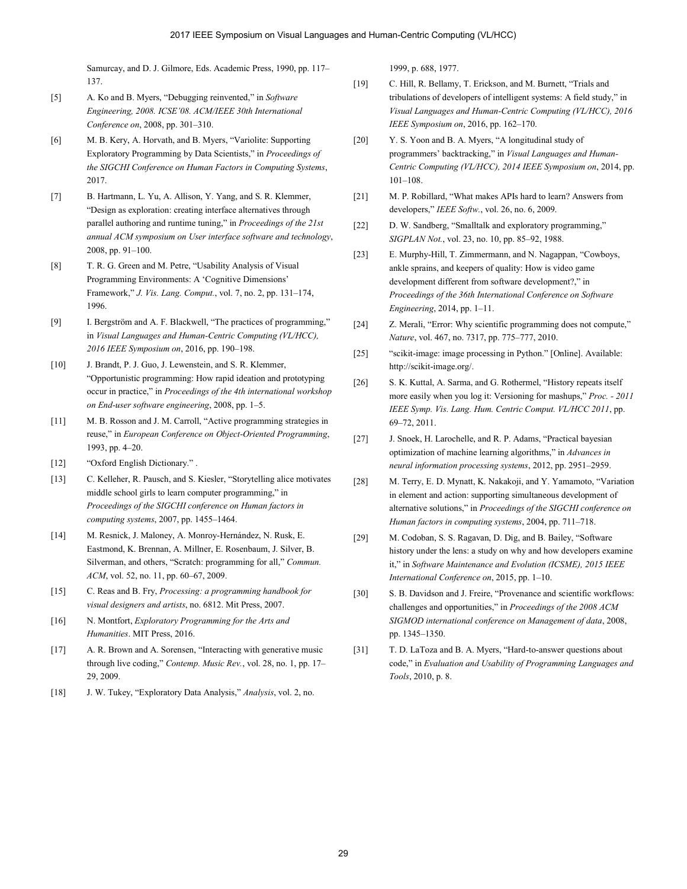Samurcay, and D. J. Gilmore, Eds. Academic Press, 1990, pp. 117–137.

[5] A. Ko and B. Myers, "Debugging reinvented," in *Software Engineering, 2008. ICSE'08. ACM/IEEE 30th International Conference on*, 2008, pp. 301–310.

[6] M. B. Kery, A. Horvath, and B. Myers, "Variolite: Supporting Exploratory Programming by Data Scientists," in *Proceedings of the SIGCHI Conference on Human Factors in Computing Systems*, 2017.

[7] B. Hartmann, L. Yu, A. Allison, Y. Yang, and S. R. Klemmer, "Design as exploration: creating interface alternatives through parallel authoring and runtime tuning," in *Proceedings of the 21st annual ACM symposium on User interface software and technology*, 2008, pp. 91–100.

[8] T. R. G. Green and M. Petre, "Usability Analysis of Visual Programming Environments: A 'Cognitive Dimensions' Framework," *J. Vis. Lang. Comput.*, vol. 7, no. 2, pp. 131–174, 1996.

[9] I. Bergström and A. F. Blackwell, "The practices of programming," in *Visual Languages and Human-Centric Computing (VL/HCC), 2016 IEEE Symposium on*, 2016, pp. 190–198.

[10] J. Brandt, P. J. Guo, J. Lewenstein, and S. R. Klemmer, "Opportunistic programming: How rapid ideation and prototyping occur in practice," in *Proceedings of the 4th international workshop on End-user software engineering*, 2008, pp. 1–5.

[11] M. B. Rosson and J. M. Carroll, "Active programming strategies in reuse," in *European Conference on Object-Oriented Programming*, 1993, pp. 4–20.

[12] "Oxford English Dictionary." .

[13] C. Kelleher, R. Pausch, and S. Kiesler, "Storytelling alice motivates middle school girls to learn computer programming," in *Proceedings of the SIGCHI conference on Human factors in computing systems*, 2007, pp. 1455–1464.

[14] M. Resnick, J. Maloney, A. Monroy-Hernández, N. Rusk, E. Eastmond, K. Brennan, A. Millner, E. Rosenbaum, J. Silver, B. Silverman, and others, "Scratch: programming for all," *Commun. ACM*, vol. 52, no. 11, pp. 60–67, 2009.

[15] C. Reas and B. Fry, *Processing: a programming handbook for visual designers and artists*, no. 6812. Mit Press, 2007.

[16] N. Montfort, *Exploratory Programming for the Arts and Humanities*. MIT Press, 2016.

[17] A. R. Brown and A. Sorensen, "Interacting with generative music through live coding," *Contemp. Music Rev.*, vol. 28, no. 1, pp. 17–29, 2009.

[18] J. W. Tukey, "Exploratory Data Analysis," *Analysis*, vol. 2, no. 1999, p. 688, 1977.

[19] C. Hill, R. Bellamy, T. Erickson, and M. Burnett, "Trials and tribulations of developers of intelligent systems: A field study," in *Visual Languages and Human-Centric Computing (VL/HCC), 2016 IEEE Symposium on*, 2016, pp. 162–170.

[20] Y. S. Yoon and B. A. Myers, "A longitudinal study of programmers' backtracking," in *Visual Languages and Human-Centric Computing (VL/HCC), 2014 IEEE Symposium on*, 2014, pp. 101–108.

[21] M. P. Robillard, "What makes APIs hard to learn? Answers from developers," *IEEE Softw.*, vol. 26, no. 6, 2009.

[22] D. W. Sandberg, "Smalltalk and exploratory programming," *SIGPLAN Not.*, vol. 23, no. 10, pp. 85–92, 1988.

[23] E. Murphy-Hill, T. Zimmermann, and N. Nagappan, "Cowboys, ankle sprains, and keepers of quality: How is video game development different from software development?," in *Proceedings of the 36th International Conference on Software Engineering*, 2014, pp. 1–11.

[24] Z. Merali, "Error: Why scientific programming does not compute," *Nature*, vol. 467, no. 7317, pp. 775–777, 2010.

[25] "scikit-image: image processing in Python." [Online]. Available: http://scikit-image.org/.

[26] S. K. Kuttal, A. Sarma, and G. Rothermel, "History repeats itself more easily when you log it: Versioning for mashups," *Proc. - 2011 IEEE Symp. Vis. Lang. Hum. Centric Comput. VL/HCC 2011*, pp. 69–72, 2011.

[27] J. Snoek, H. Larochelle, and R. P. Adams, "Practical bayesian optimization of machine learning algorithms," in *Advances in neural information processing systems*, 2012, pp. 2951–2959.

[28] M. Terry, E. D. Mynatt, K. Nakakoji, and Y. Yamamoto, "Variation in element and action: supporting simultaneous development of alternative solutions," in *Proceedings of the SIGCHI conference on Human factors in computing systems*, 2004, pp. 711–718.

[29] M. Codoban, S. S. Ragavan, D. Dig, and B. Bailey, "Software history under the lens: a study on why and how developers examine it," in *Software Maintenance and Evolution (ICSME), 2015 IEEE International Conference on*, 2015, pp. 1–10.

[30] S. B. Davidson and J. Freire, "Provenance and scientific workflows: challenges and opportunities," in *Proceedings of the 2008 ACM SIGMOD international conference on Management of data*, 2008, pp. 1345–1350.

[31] T. D. LaToza and B. A. Myers, "Hard-to-answer questions about code," in *Evaluation and Usability of Programming Languages and Tools*, 2010, p. 8.